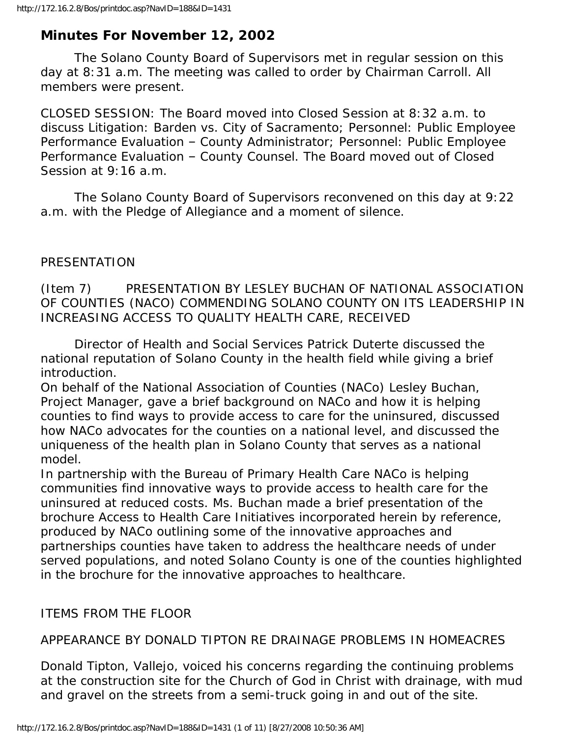## Minutes For November 12, 2002

The Solano County Board of Supervisors met in regular session on this day at 8:31 a.m. The meeting was called to order by Chairman Carroll. All members were present.

CLOSED SESSION: The Board moved into Closed Session at 8:32 a.m. to discuss Litigation: Barden vs. City of Sacramento; Personnel: Public Employee Performance Evaluation – County Administrator; Personnel: Public Employee Performance Evaluation – County Counsel. The Board moved out of Closed Session at 9:16 a.m.

The Solano County Board of Supervisors reconvened on this day at 9:22 a.m. with the Pledge of Allegiance and a moment of silence.

PRESENTATION

(Item 7) PRESENTATION BY LESLEY BUCHAN OF NATIONAL ASSOCIATION OF COUNTIES (NACO) COMMENDING SOLANO COUNTY ON ITS LEADERSHIP IN INCREASING ACCESS TO QUALITY HEALTH CARE, RECEIVED

Director of Health and Social Services Patrick Duterte discussed the national reputation of Solano County in the health field while giving a brief introduction.

On behalf of the National Association of Counties (NACo) Lesley Buchan, Project Manager, gave a brief background on NACo and how it is helping counties to find ways to provide access to care for the uninsured, discussed how NACo advocates for the counties on a national level, and discussed the uniqueness of the health plan in Solano County that serves as a national model.

In partnership with the Bureau of Primary Health Care NACo is helping communities find innovative ways to provide access to health care for the uninsured at reduced costs. Ms. Buchan made a brief presentation of the brochure Access to Health Care Initiatives incorporated herein by reference, produced by NACo outlining some of the innovative approaches and partnerships counties have taken to address the healthcare needs of under served populations, and noted Solano County is one of the counties highlighted in the brochure for the innovative approaches to healthcare.

ITEMS FROM THE FLOOR

APPEARANCE BY DONALD TIPTON RE DRAINAGE PROBLEMS IN HOMEACRES

Donald Tipton, Vallejo, voiced his concerns regarding the continuing problems at the construction site for the Church of God in Christ with drainage, with mud and gravel on the streets from a semi-truck going in and out of the site.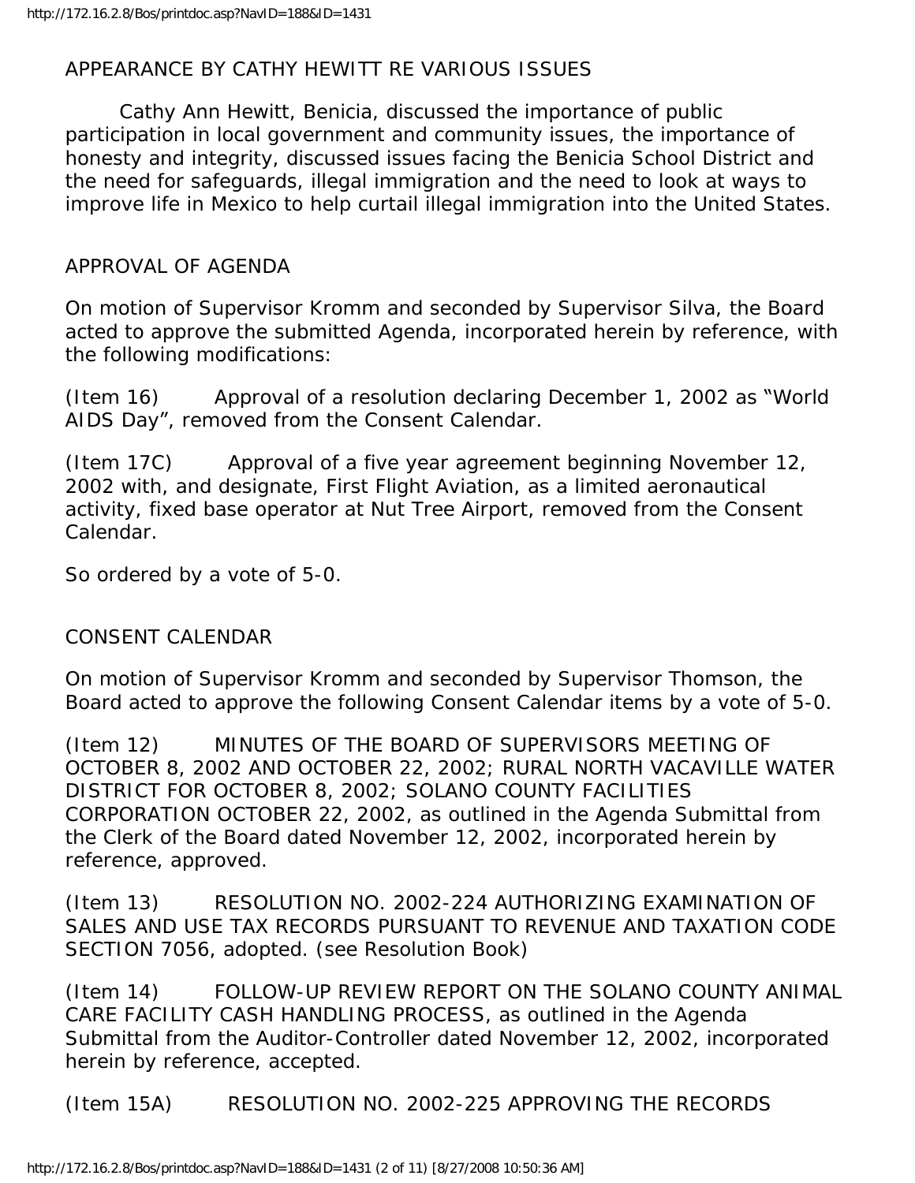APPEARANCE BY CATHY HEWITT RE VARIOUS ISSUES

Cathy Ann Hewitt, Benicia, discussed the importance of public participation in local government and community issues, the importance of honesty and integrity, discussed issues facing the Benicia School District and the need for safeguards, illegal immigration and the need to look at ways to improve life in Mexico to help curtail illegal immigration into the United States.

APPROVAL OF AGENDA

On motion of Supervisor Kromm and seconded by Supervisor Silva, the Board acted to approve the submitted Agenda, incorporated herein by reference, with the following modifications:

(Item 16) Approval of a resolution declaring December 1, 2002 as "World AIDS Day", removed from the Consent Calendar.

(Item 17C) Approval of a five year agreement beginning November 12, 2002 with, and designate, First Flight Aviation, as a limited aeronautical activity, fixed base operator at Nut Tree Airport, removed from the Consent Calendar.

So ordered by a vote of 5-0.

CONSENT CALENDAR

On motion of Supervisor Kromm and seconded by Supervisor Thomson, the Board acted to approve the following Consent Calendar items by a vote of 5-0.

(Item 12) MINUTES OF THE BOARD OF SUPERVISORS MEETING OF OCTOBER 8, 2002 AND OCTOBER 22, 2002; RURAL NORTH VACAVILLE WATER DISTRICT FOR OCTOBER 8, 2002; SOLANO COUNTY FACILITIES CORPORATION OCTOBER 22, 2002, as outlined in the Agenda Submittal from the Clerk of the Board dated November 12, 2002, incorporated herein by reference, approved.

(Item 13) RESOLUTION NO. 2002-224 AUTHORIZING EXAMINATION OF SALES AND USE TAX RECORDS PURSUANT TO REVENUE AND TAXATION CODE SECTION 7056, adopted. (see Resolution Book)

(Item 14) FOLLOW-UP REVIEW REPORT ON THE SOLANO COUNTY ANIMAL CARE FACILITY CASH HANDLING PROCESS, as outlined in the Agenda Submittal from the Auditor-Controller dated November 12, 2002, incorporated herein by reference, accepted.

(Item 15A) RESOLUTION NO. 2002-225 APPROVING THE RECORDS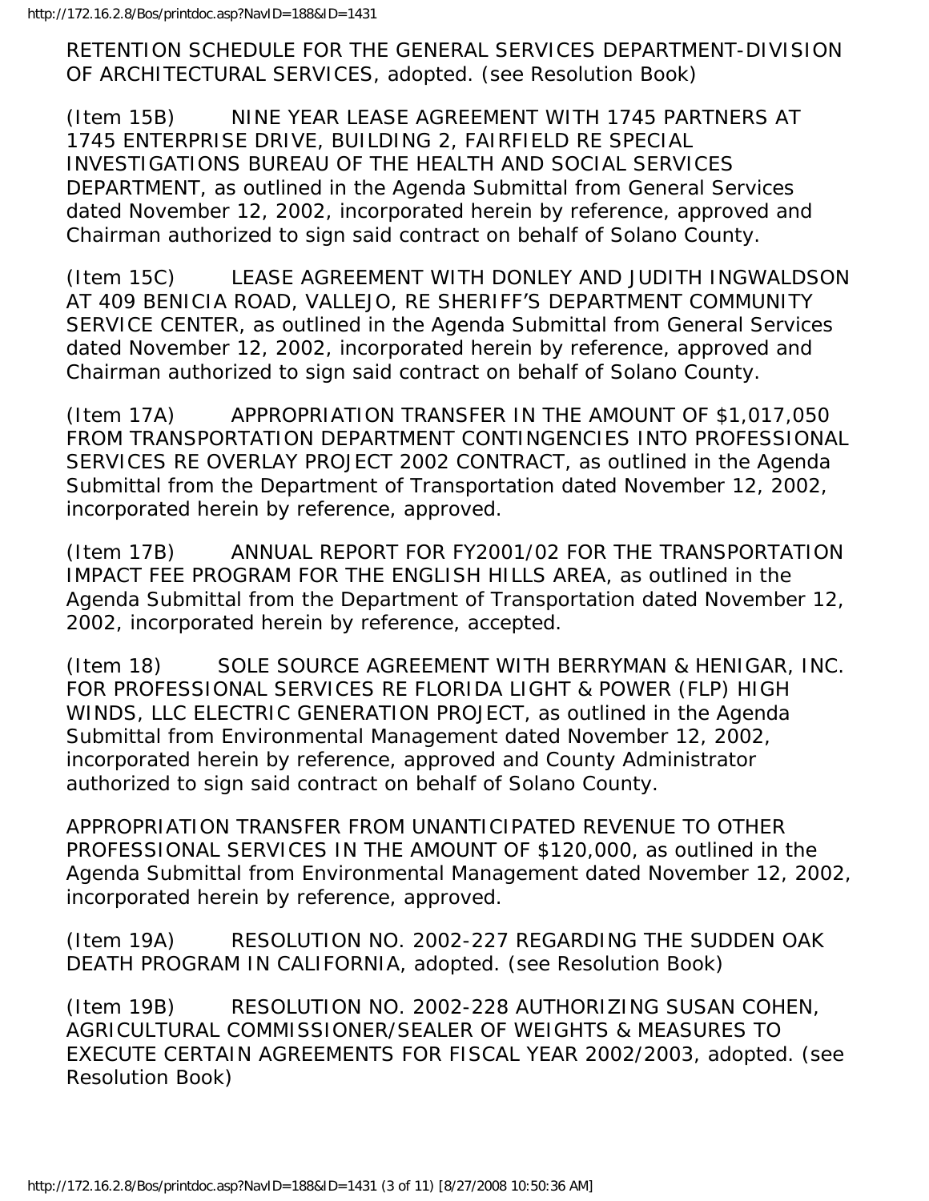RETENTION SCHEDULE FOR THE GENERAL SERVICES DEPARTMENT-DIVISION OF ARCHITECTURAL SERVICES, adopted. (see Resolution Book)

(Item 15B) NINE YEAR LEASE AGREEMENT WITH 1745 PARTNERS AT 1745 ENTERPRISE DRIVE, BUILDING 2, FAIRFIELD RE SPECIAL INVESTIGATIONS BUREAU OF THE HEALTH AND SOCIAL SERVICES DEPARTMENT, as outlined in the Agenda Submittal from General Services dated November 12, 2002, incorporated herein by reference, approved and Chairman authorized to sign said contract on behalf of Solano County.

(Item 15C) LEASE AGREEMENT WITH DONLEY AND JUDITH INGWALDSON AT 409 BENICIA ROAD, VALLEJO, RE SHERIFF'S DEPARTMENT COMMUNITY SERVICE CENTER, as outlined in the Agenda Submittal from General Services dated November 12, 2002, incorporated herein by reference, approved and Chairman authorized to sign said contract on behalf of Solano County.

(Item 17A) APPROPRIATION TRANSFER IN THE AMOUNT OF $1,017,050 FROM TRANSPORTATION DEPARTMENT CONTINGENCIES INTO PROFESSIONAL SERVICES RE OVERLAY PROJECT 2002 CONTRACT, as outlined in the Agenda Submittal from the Department of Transportation dated November 12, 2002, incorporated herein by reference, approved.

(Item 17B) ANNUAL REPORT FOR FY2001/02 FOR THE TRANSPORTATION IMPACT FEE PROGRAM FOR THE ENGLISH HILLS AREA, as outlined in the Agenda Submittal from the Department of Transportation dated November 12, 2002, incorporated herein by reference, accepted.

(Item 18) SOLE SOURCE AGREEMENT WITH BERRYMAN & HENIGAR, INC. FOR PROFESSIONAL SERVICES RE FLORIDA LIGHT & POWER (FLP) HIGH WINDS, LLC ELECTRIC GENERATION PROJECT, as outlined in the Agenda Submittal from Environmental Management dated November 12, 2002, incorporated herein by reference, approved and County Administrator authorized to sign said contract on behalf of Solano County.

APPROPRIATION TRANSFER FROM UNANTICIPATED REVENUE TO OTHER PROFESSIONAL SERVICES IN THE AMOUNT OF $120,000, as outlined in the Agenda Submittal from Environmental Management dated November 12, 2002, incorporated herein by reference, approved.

(Item 19A) RESOLUTION NO. 2002-227 REGARDING THE SUDDEN OAK DEATH PROGRAM IN CALIFORNIA, adopted. (see Resolution Book)

(Item 19B) RESOLUTION NO. 2002-228 AUTHORIZING SUSAN COHEN, AGRICULTURAL COMMISSIONER/SEALER OF WEIGHTS & MEASURES TO EXECUTE CERTAIN AGREEMENTS FOR FISCAL YEAR 2002/2003, adopted. (see Resolution Book)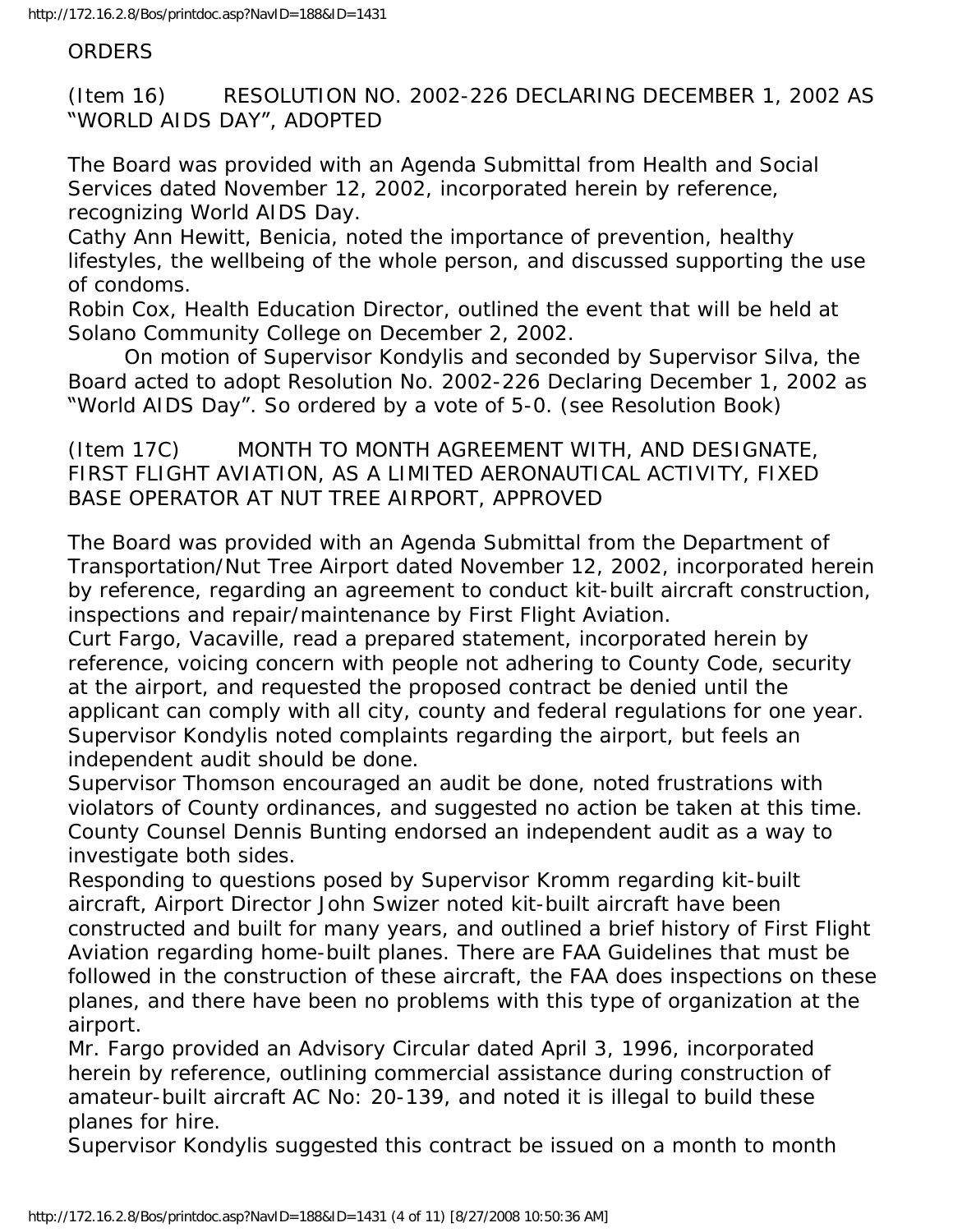ORDERS

(Item 16) RESOLUTION NO. 2002-226 DECLARING DECEMBER 1, 2002 AS "WORLD AIDS DAY", ADOPTED

The Board was provided with an Agenda Submittal from Health and Social Services dated November 12, 2002, incorporated herein by reference, recognizing World AIDS Day.

Cathy Ann Hewitt, Benicia, noted the importance of prevention, healthy lifestyles, the wellbeing of the whole person, and discussed supporting the use of condoms.

Robin Cox, Health Education Director, outlined the event that will be held at Solano Community College on December 2, 2002.

On motion of Supervisor Kondylis and seconded by Supervisor Silva, the Board acted to adopt Resolution No. 2002-226 Declaring December 1, 2002 as "World AIDS Day". So ordered by a vote of 5-0. (see Resolution Book)

(Item 17C) MONTH TO MONTH AGREEMENT WITH, AND DESIGNATE, FIRST FLIGHT AVIATION, AS A LIMITED AERONAUTICAL ACTIVITY, FIXED BASE OPERATOR AT NUT TREE AIRPORT, APPROVED

The Board was provided with an Agenda Submittal from the Department of Transportation/Nut Tree Airport dated November 12, 2002, incorporated herein by reference, regarding an agreement to conduct kit-built aircraft construction, inspections and repair/maintenance by First Flight Aviation.

Curt Fargo, Vacaville, read a prepared statement, incorporated herein by reference, voicing concern with people not adhering to County Code, security at the airport, and requested the proposed contract be denied until the applicant can comply with all city, county and federal regulations for one year.

Supervisor Kondylis noted complaints regarding the airport, but feels an independent audit should be done.

Supervisor Thomson encouraged an audit be done, noted frustrations with violators of County ordinances, and suggested no action be taken at this time.

County Counsel Dennis Bunting endorsed an independent audit as a way to investigate both sides.

Responding to questions posed by Supervisor Kromm regarding kit-built aircraft, Airport Director John Swizer noted kit-built aircraft have been constructed and built for many years, and outlined a brief history of First Flight Aviation regarding home-built planes. There are FAA Guidelines that must be followed in the construction of these aircraft, the FAA does inspections on these planes, and there have been no problems with this type of organization at the airport.

Mr. Fargo provided an Advisory Circular dated April 3, 1996, incorporated herein by reference, outlining commercial assistance during construction of amateur-built aircraft AC No: 20-139, and noted it is illegal to build these planes for hire.

Supervisor Kondylis suggested this contract be issued on a month to month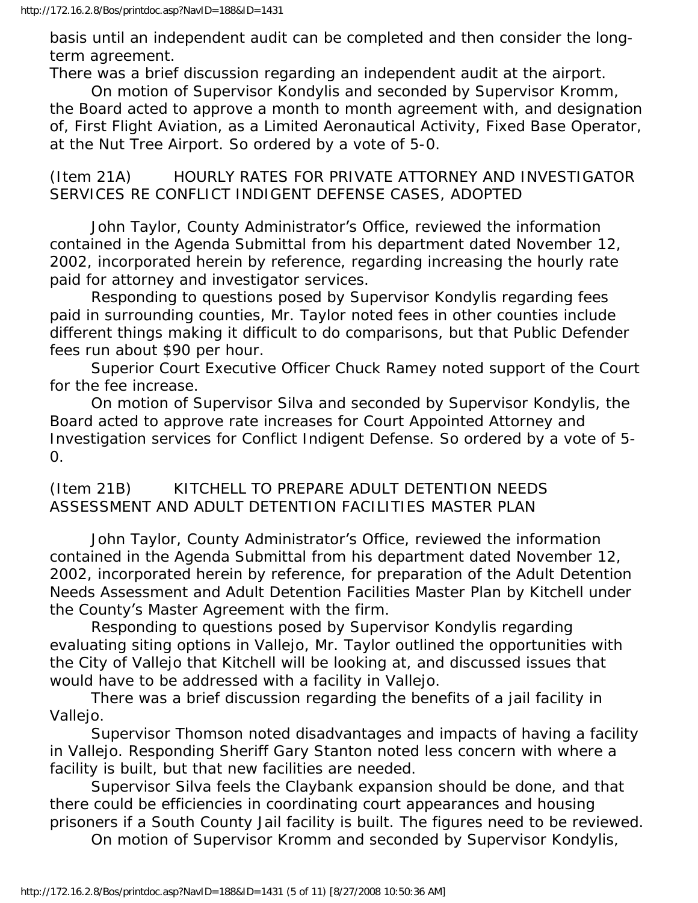basis until an independent audit can be completed and then consider the long-term agreement.

There was a brief discussion regarding an independent audit at the airport.

On motion of Supervisor Kondylis and seconded by Supervisor Kromm, the Board acted to approve a month to month agreement with, and designation of, First Flight Aviation, as a Limited Aeronautical Activity, Fixed Base Operator, at the Nut Tree Airport. So ordered by a vote of 5-0.

(Item 21A) HOURLY RATES FOR PRIVATE ATTORNEY AND INVESTIGATOR SERVICES RE CONFLICT INDIGENT DEFENSE CASES, ADOPTED

John Taylor, County Administrator's Office, reviewed the information contained in the Agenda Submittal from his department dated November 12, 2002, incorporated herein by reference, regarding increasing the hourly rate paid for attorney and investigator services.

Responding to questions posed by Supervisor Kondylis regarding fees paid in surrounding counties, Mr. Taylor noted fees in other counties include different things making it difficult to do comparisons, but that Public Defender fees run about $90 per hour.

Superior Court Executive Officer Chuck Ramey noted support of the Court for the fee increase.

On motion of Supervisor Silva and seconded by Supervisor Kondylis, the Board acted to approve rate increases for Court Appointed Attorney and Investigation services for Conflict Indigent Defense. So ordered by a vote of 5-0.

(Item 21B) KITCHELL TO PREPARE ADULT DETENTION NEEDS ASSESSMENT AND ADULT DETENTION FACILITIES MASTER PLAN

John Taylor, County Administrator's Office, reviewed the information contained in the Agenda Submittal from his department dated November 12, 2002, incorporated herein by reference, for preparation of the Adult Detention Needs Assessment and Adult Detention Facilities Master Plan by Kitchell under the County's Master Agreement with the firm.

Responding to questions posed by Supervisor Kondylis regarding evaluating siting options in Vallejo, Mr. Taylor outlined the opportunities with the City of Vallejo that Kitchell will be looking at, and discussed issues that would have to be addressed with a facility in Vallejo.

There was a brief discussion regarding the benefits of a jail facility in Vallejo.

Supervisor Thomson noted disadvantages and impacts of having a facility in Vallejo. Responding Sheriff Gary Stanton noted less concern with where a facility is built, but that new facilities are needed.

Supervisor Silva feels the Claybank expansion should be done, and that there could be efficiencies in coordinating court appearances and housing prisoners if a South County Jail facility is built. The figures need to be reviewed.

On motion of Supervisor Kromm and seconded by Supervisor Kondylis,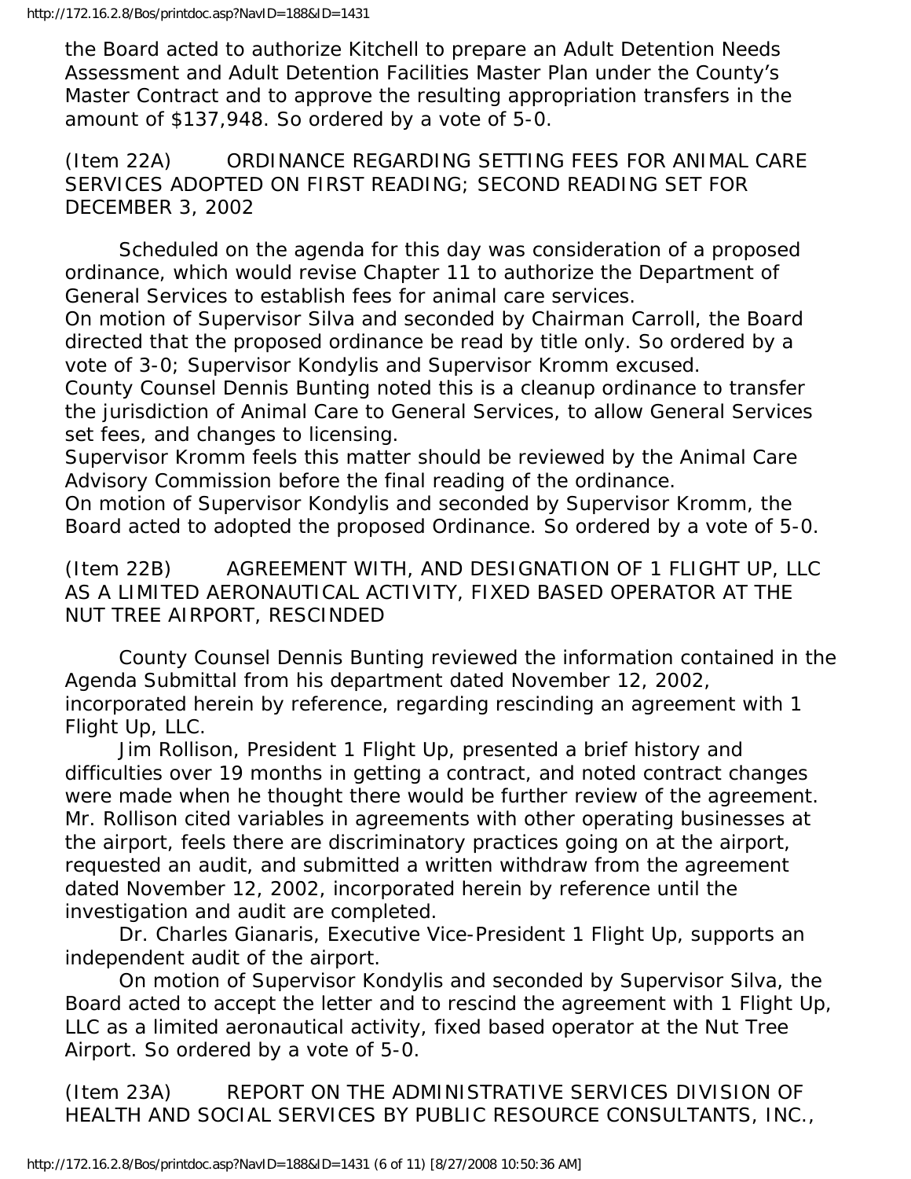the Board acted to authorize Kitchell to prepare an Adult Detention Needs Assessment and Adult Detention Facilities Master Plan under the County's Master Contract and to approve the resulting appropriation transfers in the amount of $137,948. So ordered by a vote of 5-0.

(Item 22A) ORDINANCE REGARDING SETTING FEES FOR ANIMAL CARE SERVICES ADOPTED ON FIRST READING; SECOND READING SET FOR DECEMBER 3, 2002

Scheduled on the agenda for this day was consideration of a proposed ordinance, which would revise Chapter 11 to authorize the Department of General Services to establish fees for animal care services.

On motion of Supervisor Silva and seconded by Chairman Carroll, the Board directed that the proposed ordinance be read by title only. So ordered by a vote of 3-0; Supervisor Kondylis and Supervisor Kromm excused.

County Counsel Dennis Bunting noted this is a cleanup ordinance to transfer the jurisdiction of Animal Care to General Services, to allow General Services set fees, and changes to licensing.

Supervisor Kromm feels this matter should be reviewed by the Animal Care Advisory Commission before the final reading of the ordinance.

On motion of Supervisor Kondylis and seconded by Supervisor Kromm, the Board acted to adopted the proposed Ordinance. So ordered by a vote of 5-0.

(Item 22B) AGREEMENT WITH, AND DESIGNATION OF 1 FLIGHT UP, LLC AS A LIMITED AERONAUTICAL ACTIVITY, FIXED BASED OPERATOR AT THE NUT TREE AIRPORT, RESCINDED

County Counsel Dennis Bunting reviewed the information contained in the Agenda Submittal from his department dated November 12, 2002, incorporated herein by reference, regarding rescinding an agreement with 1 Flight Up, LLC.

Jim Rollison, President 1 Flight Up, presented a brief history and difficulties over 19 months in getting a contract, and noted contract changes were made when he thought there would be further review of the agreement. Mr. Rollison cited variables in agreements with other operating businesses at the airport, feels there are discriminatory practices going on at the airport, requested an audit, and submitted a written withdraw from the agreement dated November 12, 2002, incorporated herein by reference until the investigation and audit are completed.

Dr. Charles Gianaris, Executive Vice-President 1 Flight Up, supports an independent audit of the airport.

On motion of Supervisor Kondylis and seconded by Supervisor Silva, the Board acted to accept the letter and to rescind the agreement with 1 Flight Up, LLC as a limited aeronautical activity, fixed based operator at the Nut Tree Airport. So ordered by a vote of 5-0.

(Item 23A) REPORT ON THE ADMINISTRATIVE SERVICES DIVISION OF HEALTH AND SOCIAL SERVICES BY PUBLIC RESOURCE CONSULTANTS, INC.,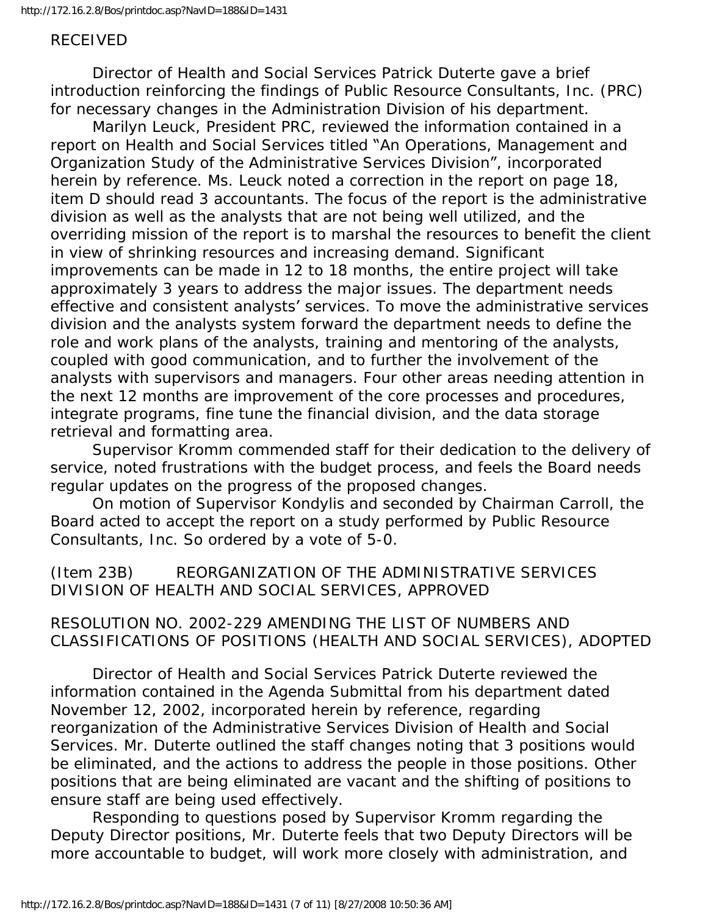RECEIVED

Director of Health and Social Services Patrick Duterte gave a brief introduction reinforcing the findings of Public Resource Consultants, Inc. (PRC) for necessary changes in the Administration Division of his department.

Marilyn Leuck, President PRC, reviewed the information contained in a report on Health and Social Services titled "An Operations, Management and Organization Study of the Administrative Services Division", incorporated herein by reference. Ms. Leuck noted a correction in the report on page 18, item D should read 3 accountants. The focus of the report is the administrative division as well as the analysts that are not being well utilized, and the overriding mission of the report is to marshal the resources to benefit the client in view of shrinking resources and increasing demand. Significant improvements can be made in 12 to 18 months, the entire project will take approximately 3 years to address the major issues. The department needs effective and consistent analysts' services. To move the administrative services division and the analysts system forward the department needs to define the role and work plans of the analysts, training and mentoring of the analysts, coupled with good communication, and to further the involvement of the analysts with supervisors and managers. Four other areas needing attention in the next 12 months are improvement of the core processes and procedures, integrate programs, fine tune the financial division, and the data storage retrieval and formatting area.

Supervisor Kromm commended staff for their dedication to the delivery of service, noted frustrations with the budget process, and feels the Board needs regular updates on the progress of the proposed changes.

On motion of Supervisor Kondylis and seconded by Chairman Carroll, the Board acted to accept the report on a study performed by Public Resource Consultants, Inc. So ordered by a vote of 5-0.

(Item 23B) REORGANIZATION OF THE ADMINISTRATIVE SERVICES DIVISION OF HEALTH AND SOCIAL SERVICES, APPROVED

RESOLUTION NO. 2002-229 AMENDING THE LIST OF NUMBERS AND CLASSIFICATIONS OF POSITIONS (HEALTH AND SOCIAL SERVICES), ADOPTED

Director of Health and Social Services Patrick Duterte reviewed the information contained in the Agenda Submittal from his department dated November 12, 2002, incorporated herein by reference, regarding reorganization of the Administrative Services Division of Health and Social Services. Mr. Duterte outlined the staff changes noting that 3 positions would be eliminated, and the actions to address the people in those positions. Other positions that are being eliminated are vacant and the shifting of positions to ensure staff are being used effectively.

Responding to questions posed by Supervisor Kromm regarding the Deputy Director positions, Mr. Duterte feels that two Deputy Directors will be more accountable to budget, will work more closely with administration, and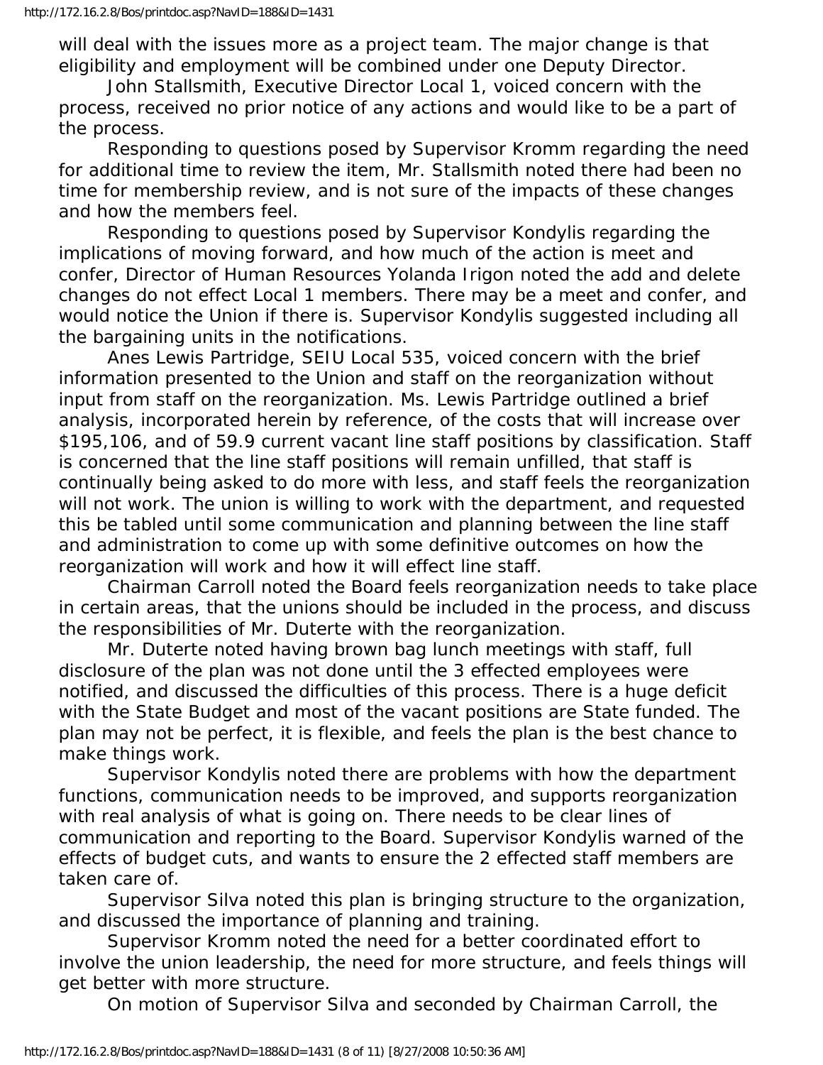will deal with the issues more as a project team. The major change is that eligibility and employment will be combined under one Deputy Director.

John Stallsmith, Executive Director Local 1, voiced concern with the process, received no prior notice of any actions and would like to be a part of the process.

Responding to questions posed by Supervisor Kromm regarding the need for additional time to review the item, Mr. Stallsmith noted there had been no time for membership review, and is not sure of the impacts of these changes and how the members feel.

Responding to questions posed by Supervisor Kondylis regarding the implications of moving forward, and how much of the action is meet and confer, Director of Human Resources Yolanda Irigon noted the add and delete changes do not effect Local 1 members. There may be a meet and confer, and would notice the Union if there is. Supervisor Kondylis suggested including all the bargaining units in the notifications.

Anes Lewis Partridge, SEIU Local 535, voiced concern with the brief information presented to the Union and staff on the reorganization without input from staff on the reorganization. Ms. Lewis Partridge outlined a brief analysis, incorporated herein by reference, of the costs that will increase over $195,106, and of 59.9 current vacant line staff positions by classification. Staff is concerned that the line staff positions will remain unfilled, that staff is continually being asked to do more with less, and staff feels the reorganization will not work. The union is willing to work with the department, and requested this be tabled until some communication and planning between the line staff and administration to come up with some definitive outcomes on how the reorganization will work and how it will effect line staff.

Chairman Carroll noted the Board feels reorganization needs to take place in certain areas, that the unions should be included in the process, and discuss the responsibilities of Mr. Duterte with the reorganization.

Mr. Duterte noted having brown bag lunch meetings with staff, full disclosure of the plan was not done until the 3 effected employees were notified, and discussed the difficulties of this process. There is a huge deficit with the State Budget and most of the vacant positions are State funded. The plan may not be perfect, it is flexible, and feels the plan is the best chance to make things work.

Supervisor Kondylis noted there are problems with how the department functions, communication needs to be improved, and supports reorganization with real analysis of what is going on. There needs to be clear lines of communication and reporting to the Board. Supervisor Kondylis warned of the effects of budget cuts, and wants to ensure the 2 effected staff members are taken care of.

Supervisor Silva noted this plan is bringing structure to the organization, and discussed the importance of planning and training.

Supervisor Kromm noted the need for a better coordinated effort to involve the union leadership, the need for more structure, and feels things will get better with more structure.

On motion of Supervisor Silva and seconded by Chairman Carroll, the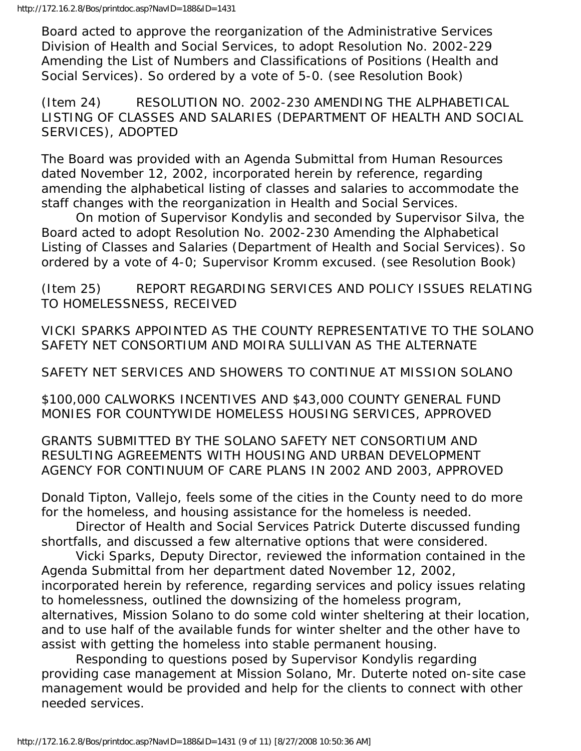Board acted to approve the reorganization of the Administrative Services Division of Health and Social Services, to adopt Resolution No. 2002-229 Amending the List of Numbers and Classifications of Positions (Health and Social Services). So ordered by a vote of 5-0. (see Resolution Book)

(Item 24) RESOLUTION NO. 2002-230 AMENDING THE ALPHABETICAL LISTING OF CLASSES AND SALARIES (DEPARTMENT OF HEALTH AND SOCIAL SERVICES), ADOPTED

The Board was provided with an Agenda Submittal from Human Resources dated November 12, 2002, incorporated herein by reference, regarding amending the alphabetical listing of classes and salaries to accommodate the staff changes with the reorganization in Health and Social Services.

On motion of Supervisor Kondylis and seconded by Supervisor Silva, the Board acted to adopt Resolution No. 2002-230 Amending the Alphabetical Listing of Classes and Salaries (Department of Health and Social Services). So ordered by a vote of 4-0; Supervisor Kromm excused. (see Resolution Book)

(Item 25) REPORT REGARDING SERVICES AND POLICY ISSUES RELATING TO HOMELESSNESS, RECEIVED

VICKI SPARKS APPOINTED AS THE COUNTY REPRESENTATIVE TO THE SOLANO SAFETY NET CONSORTIUM AND MOIRA SULLIVAN AS THE ALTERNATE

SAFETY NET SERVICES AND SHOWERS TO CONTINUE AT MISSION SOLANO

$100,000 CALWORKS INCENTIVES AND $43,000 COUNTY GENERAL FUND MONIES FOR COUNTYWIDE HOMELESS HOUSING SERVICES, APPROVED

GRANTS SUBMITTED BY THE SOLANO SAFETY NET CONSORTIUM AND RESULTING AGREEMENTS WITH HOUSING AND URBAN DEVELOPMENT AGENCY FOR CONTINUUM OF CARE PLANS IN 2002 AND 2003, APPROVED

Donald Tipton, Vallejo, feels some of the cities in the County need to do more for the homeless, and housing assistance for the homeless is needed.

Director of Health and Social Services Patrick Duterte discussed funding shortfalls, and discussed a few alternative options that were considered.

Vicki Sparks, Deputy Director, reviewed the information contained in the Agenda Submittal from her department dated November 12, 2002, incorporated herein by reference, regarding services and policy issues relating to homelessness, outlined the downsizing of the homeless program, alternatives, Mission Solano to do some cold winter sheltering at their location, and to use half of the available funds for winter shelter and the other have to assist with getting the homeless into stable permanent housing.

Responding to questions posed by Supervisor Kondylis regarding providing case management at Mission Solano, Mr. Duterte noted on-site case management would be provided and help for the clients to connect with other needed services.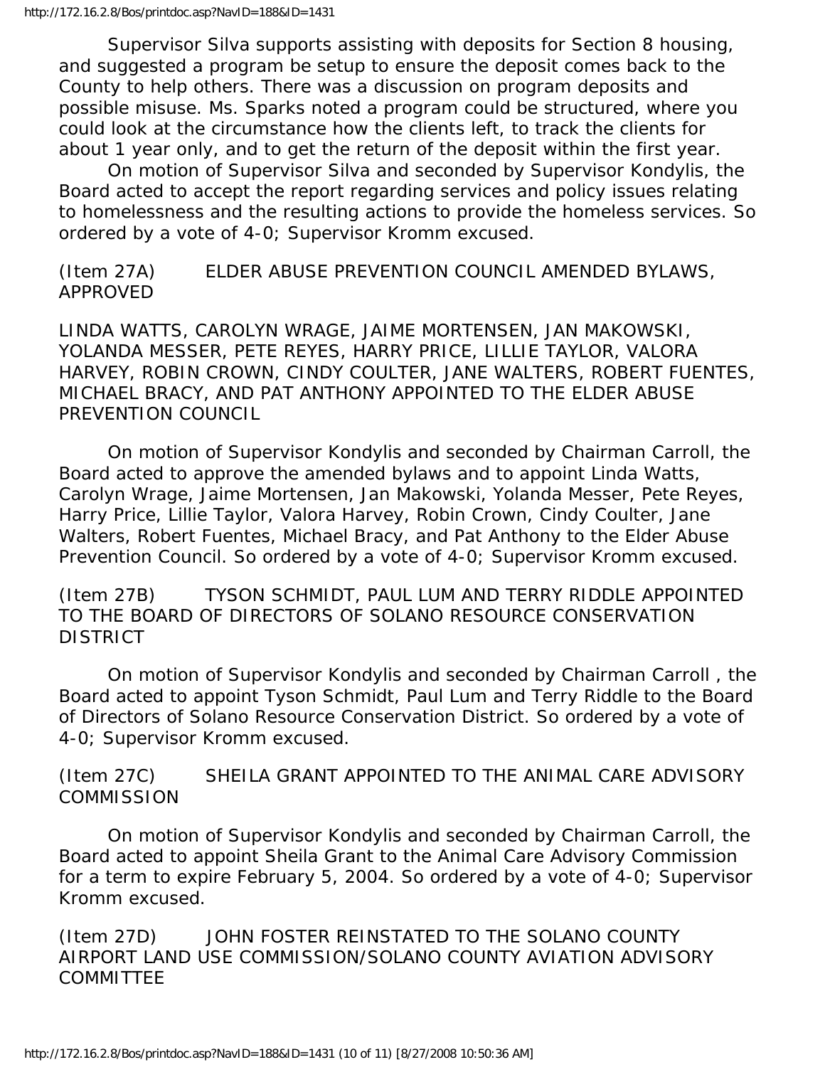Supervisor Silva supports assisting with deposits for Section 8 housing, and suggested a program be setup to ensure the deposit comes back to the County to help others. There was a discussion on program deposits and possible misuse. Ms. Sparks noted a program could be structured, where you could look at the circumstance how the clients left, to track the clients for about 1 year only, and to get the return of the deposit within the first year.

On motion of Supervisor Silva and seconded by Supervisor Kondylis, the Board acted to accept the report regarding services and policy issues relating to homelessness and the resulting actions to provide the homeless services. So ordered by a vote of 4-0; Supervisor Kromm excused.

(Item 27A) ELDER ABUSE PREVENTION COUNCIL AMENDED BYLAWS, APPROVED

LINDA WATTS, CAROLYN WRAGE, JAIME MORTENSEN, JAN MAKOWSKI, YOLANDA MESSER, PETE REYES, HARRY PRICE, LILLIE TAYLOR, VALORA HARVEY, ROBIN CROWN, CINDY COULTER, JANE WALTERS, ROBERT FUENTES, MICHAEL BRACY, AND PAT ANTHONY APPOINTED TO THE ELDER ABUSE PREVENTION COUNCIL

On motion of Supervisor Kondylis and seconded by Chairman Carroll, the Board acted to approve the amended bylaws and to appoint Linda Watts, Carolyn Wrage, Jaime Mortensen, Jan Makowski, Yolanda Messer, Pete Reyes, Harry Price, Lillie Taylor, Valora Harvey, Robin Crown, Cindy Coulter, Jane Walters, Robert Fuentes, Michael Bracy, and Pat Anthony to the Elder Abuse Prevention Council. So ordered by a vote of 4-0; Supervisor Kromm excused.

(Item 27B) TYSON SCHMIDT, PAUL LUM AND TERRY RIDDLE APPOINTED TO THE BOARD OF DIRECTORS OF SOLANO RESOURCE CONSERVATION DISTRICT

On motion of Supervisor Kondylis and seconded by Chairman Carroll , the Board acted to appoint Tyson Schmidt, Paul Lum and Terry Riddle to the Board of Directors of Solano Resource Conservation District. So ordered by a vote of 4-0; Supervisor Kromm excused.

(Item 27C) SHEILA GRANT APPOINTED TO THE ANIMAL CARE ADVISORY COMMISSION

On motion of Supervisor Kondylis and seconded by Chairman Carroll, the Board acted to appoint Sheila Grant to the Animal Care Advisory Commission for a term to expire February 5, 2004. So ordered by a vote of 4-0; Supervisor Kromm excused.

(Item 27D) JOHN FOSTER REINSTATED TO THE SOLANO COUNTY AIRPORT LAND USE COMMISSION/SOLANO COUNTY AVIATION ADVISORY COMMITTEE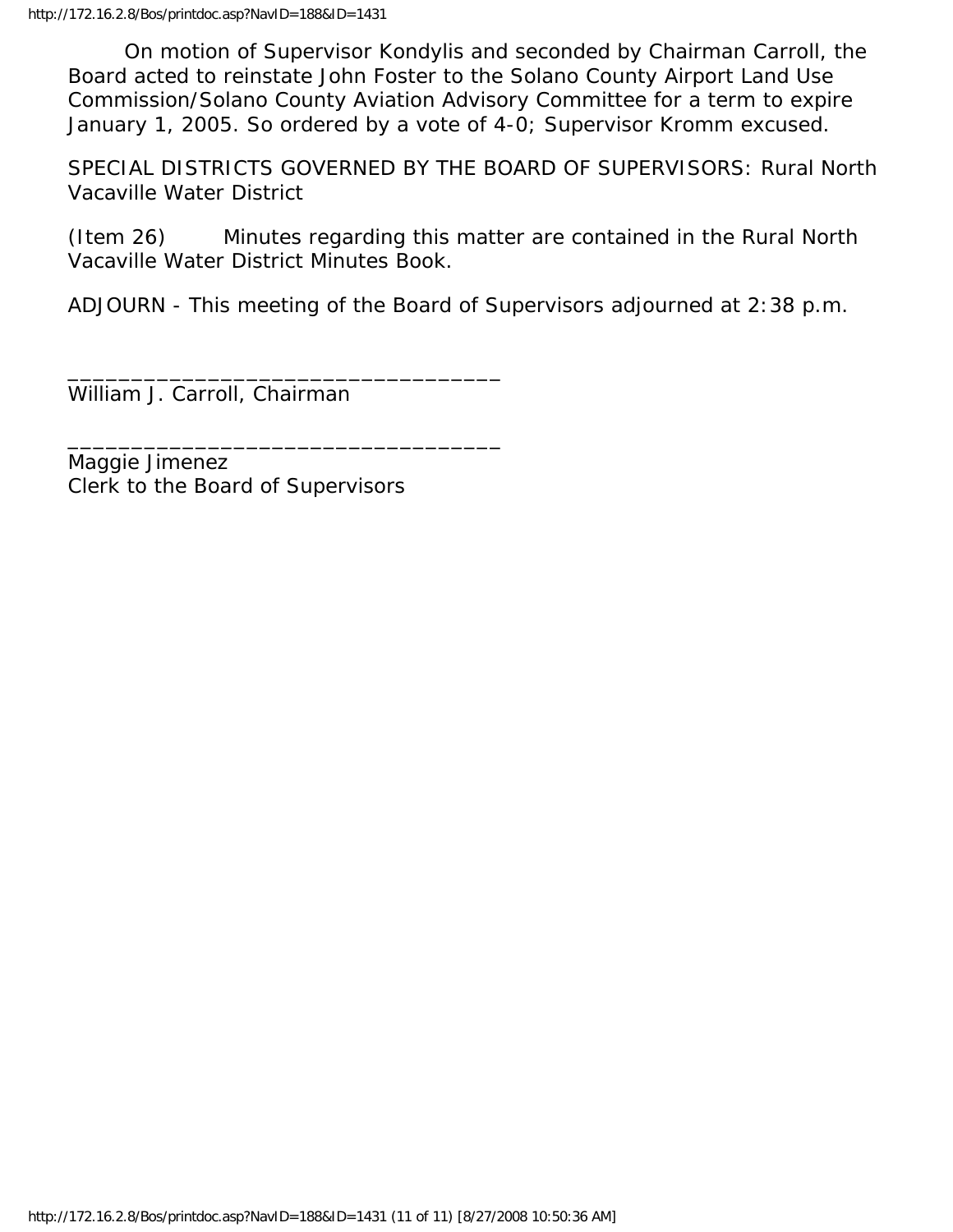On motion of Supervisor Kondylis and seconded by Chairman Carroll, the Board acted to reinstate John Foster to the Solano County Airport Land Use Commission/Solano County Aviation Advisory Committee for a term to expire January 1, 2005. So ordered by a vote of 4-0; Supervisor Kromm excused.

SPECIAL DISTRICTS GOVERNED BY THE BOARD OF SUPERVISORS: Rural North Vacaville Water District

(Item 26) Minutes regarding this matter are contained in the Rural North Vacaville Water District Minutes Book.

ADJOURN - This meeting of the Board of Supervisors adjourned at 2:38 p.m.

_________________________________
William J. Carroll, Chairman

_________________________________
Maggie Jimenez
Clerk to the Board of Supervisors